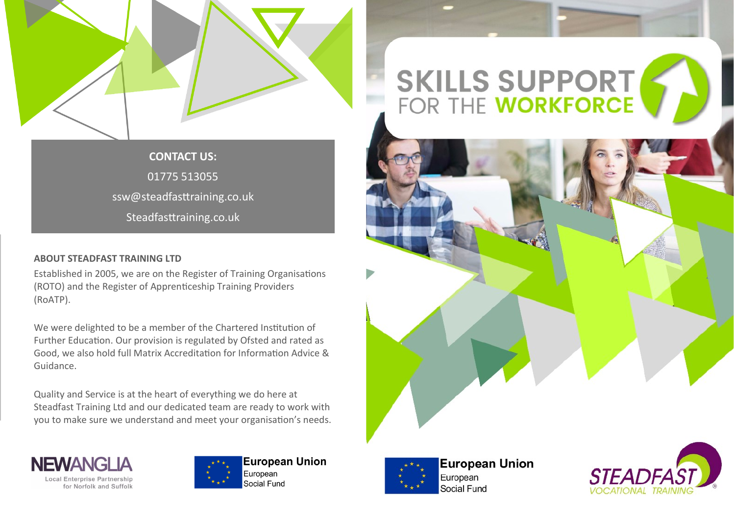**CONTACT US:**

01775 513055

ssw@steadfasttraining.co.uk

Steadfasttraining.co.uk

### ABOUT STEADFAST TRAINING LTD

Established in 2005, we are on the Register of Training Organisations (ROTO) and the Register of Apprenticeship Training Providers (RoATP).

We were delighted to be a member of the Chartered Institution of Further Education. Our provision is regulated by Ofsted and rated as Good, we also hold full Matrix Accreditation for Information Advice & Guidance.

Quality and Service is at the heart of everything we do here at Steadfast Training Ltd and our dedicated team are ready to work with you to make sure we understand and meet your organisation's needs.

NEWANGLIA
Local Enterprise Partnership
for Norfolk and Suffolk

European Union
European
Social Fund

# SKILLS SUPPORT FOR THE WORKFORCE

European Union
European
Social Fund

STEADFAST
VOCATIONAL TRAINING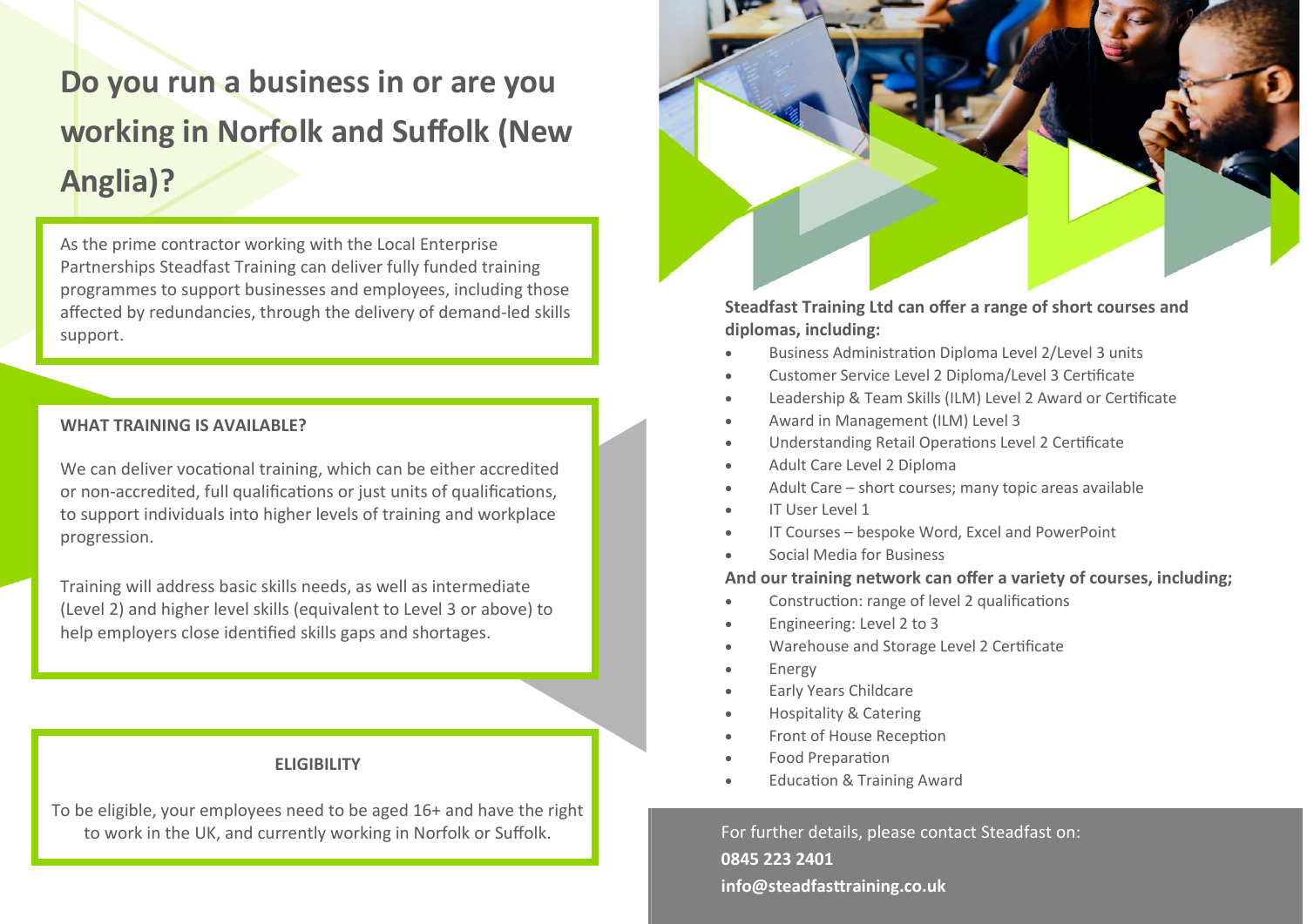# Do you run a business in or are you working in Norfolk and Suffolk (New Anglia)?

As the prime contractor working with the Local Enterprise Partnerships Steadfast Training can deliver fully funded training programmes to support businesses and employees, including those affected by redundancies, through the delivery of demand-led skills support.

**WHAT TRAINING IS AVAILABLE?**

We can deliver vocational training, which can be either accredited or non-accredited, full qualifications or just units of qualifications, to support individuals into higher levels of training and workplace progression.

Training will address basic skills needs, as well as intermediate (Level 2) and higher level skills (equivalent to Level 3 or above) to help employers close identified skills gaps and shortages.

**ELIGIBILITY**

To be eligible, your employees need to be aged 16+ and have the right to work in the UK, and currently working in Norfolk or Suffolk.

**Steadfast Training Ltd can offer a range of short courses and diplomas, including:**

- Business Administration Diploma Level 2/Level 3 units
- Customer Service Level 2 Diploma/Level 3 Certificate
- Leadership & Team Skills (ILM) Level 2 Award or Certificate
- Award in Management (ILM) Level 3
- Understanding Retail Operations Level 2 Certificate
- Adult Care Level 2 Diploma
- Adult Care – short courses; many topic areas available
- IT User Level 1
- IT Courses – bespoke Word, Excel and PowerPoint
- Social Media for Business

**And our training network can offer a variety of courses, including;**

- Construction: range of level 2 qualifications
- Engineering: Level 2 to 3
- Warehouse and Storage Level 2 Certificate
- Energy
- Early Years Childcare
- Hospitality & Catering
- Front of House Reception
- Food Preparation
- Education & Training Award

For further details, please contact Steadfast on:

**0845 223 2401**

**info@steadfasttraining.co.uk**